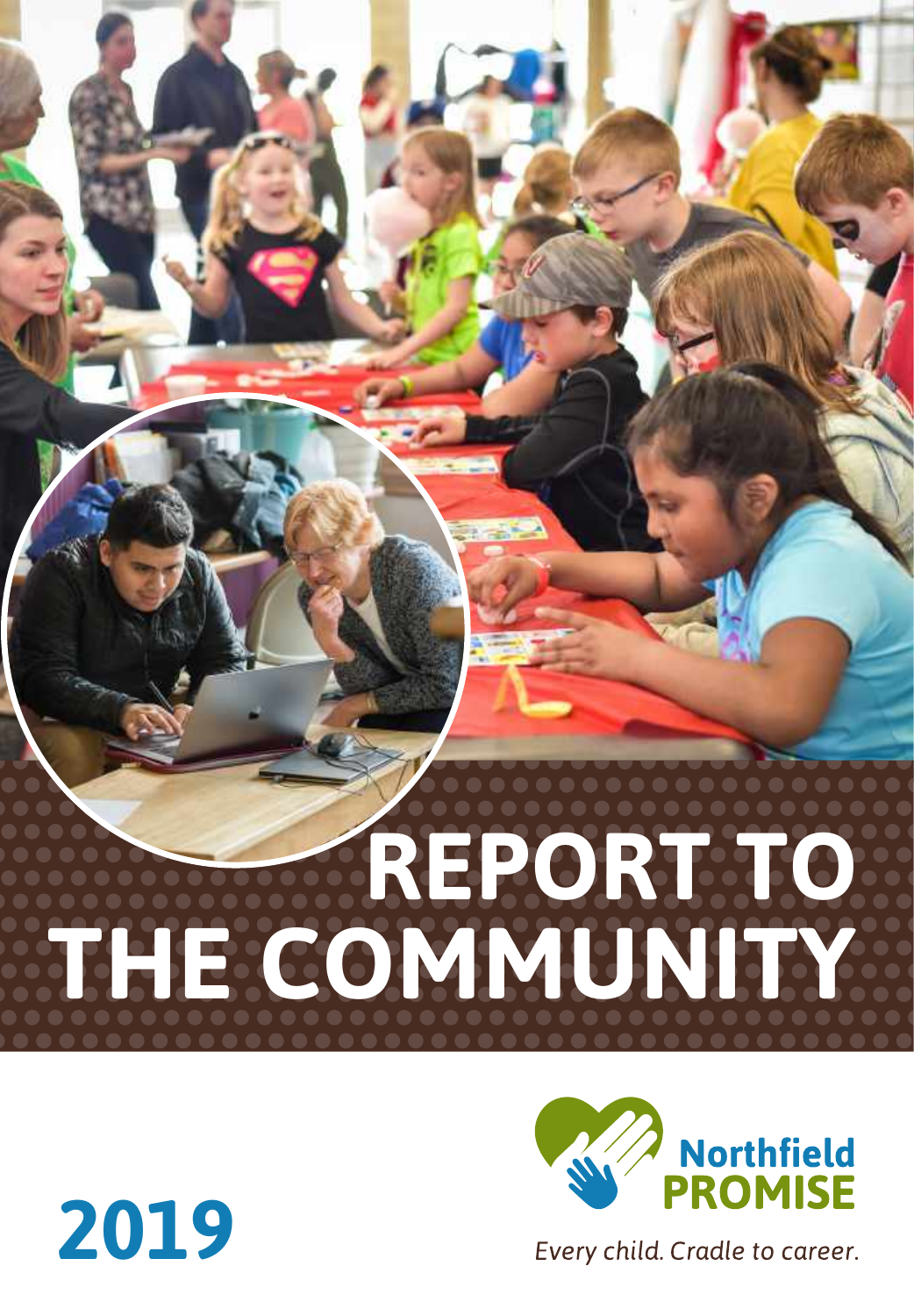# REPORT TO THE COMMUNITY

Northfield PROMISE

*Every child. Cradle to career.*

**2019**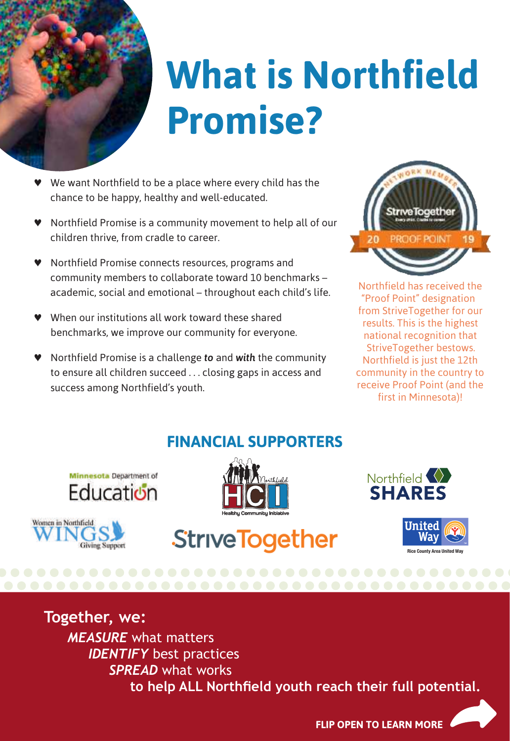# What is Northfield Promise?

- We want Northfield to be a place where every child has the chance to be happy, healthy and well-educated.
- Northfield Promise is a community movement to help all of our children thrive, from cradle to career.
- Northfield Promise connects resources, programs and community members to collaborate toward 10 benchmarks – academic, social and emotional – throughout each child's life.
- When our institutions all work toward these shared benchmarks, we improve our community for everyone.
- Northfield Promise is a challenge ***to*** and ***with*** the community to ensure all children succeed . . . closing gaps in access and success among Northfield's youth.

Northfield has received the "Proof Point" designation from StriveTogether for our results. This is the highest national recognition that StriveTogether bestows. Northfield is just the 12th community in the country to receive Proof Point (and the first in Minnesota)!

## FINANCIAL SUPPORTERS

Minnesota Department of Education

Northfield HCI Healthy Community Initiative

Northfield SHARES

Women in Northfield WINGS Giving Support

StriveTogether

United Way Rice County Area United Way

**Together, we:**

***MEASURE*** what matters
***IDENTIFY*** best practices
***SPREAD*** what works
**to help ALL Northfield youth reach their full potential.**

**FLIP OPEN TO LEARN MORE**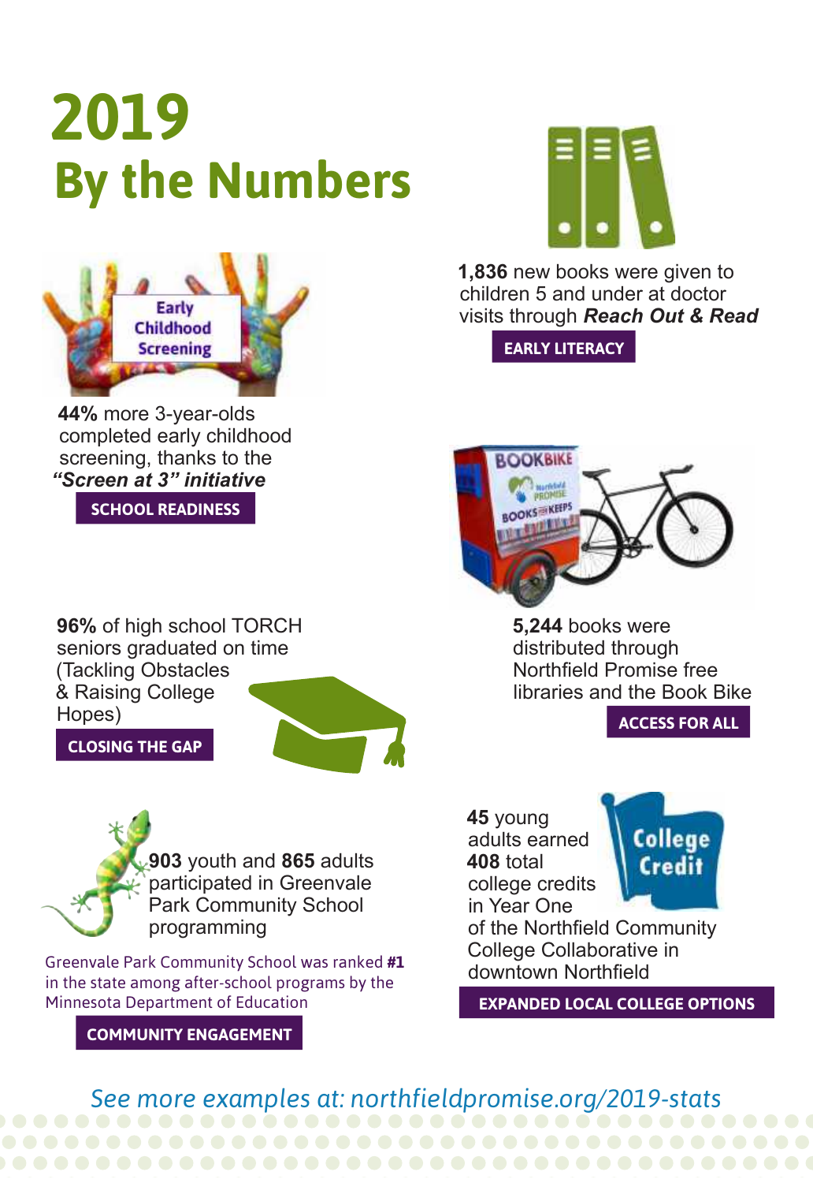# 2019 By the Numbers

Early Childhood Screening

**44%** more 3-year-olds completed early childhood screening, thanks to the ***"Screen at 3" initiative***

**SCHOOL READINESS**

**1,836** new books were given to children 5 and under at doctor visits through ***Reach Out & Read***

**EARLY LITERACY**

**96%** of high school TORCH seniors graduated on time (Tackling Obstacles & Raising College Hopes)

**CLOSING THE GAP**

**5,244** books were distributed through Northfield Promise free libraries and the Book Bike

**ACCESS FOR ALL**

**903** youth and **865** adults participated in Greenvale Park Community School programming

Greenvale Park Community School was ranked **#1** in the state among after-school programs by the Minnesota Department of Education

**COMMUNITY ENGAGEMENT**

College Credit

**45** young adults earned **408** total college credits in Year One of the Northfield Community College Collaborative in downtown Northfield

**EXPANDED LOCAL COLLEGE OPTIONS**

*See more examples at: northfieldpromise.org/2019-stats*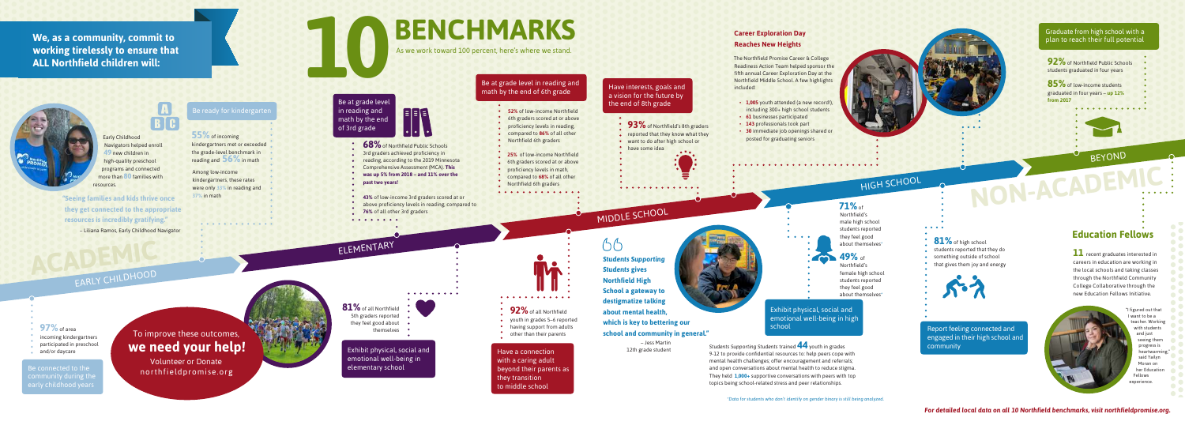**We, as a community, commit to working tirelessly to ensure that ALL Northfield children will:**

# 10 BENCHMARKS

As we work toward 100 percent, here's where we stand.

## ACADEMIC

### EARLY CHILDHOOD

**Be connected to the community during the early childhood years**

**97%** of area incoming kindergartners participated in preschool and/or daycare

**Be ready for kindergarten**

Early Childhood Navigators helped enroll **49** new children in high-quality preschool programs and connected more than **80** families with resources.

**55%** of incoming kindergartners met or exceeded the grade-level benchmark in reading and **56%** in math

Among low-income kindergartners, these rates were only **33%** in reading and **37%** in math

**"Seeing families and kids thrive once they get connected to the appropriate resources is incredibly gratifying."**

– Liliana Ramos, Early Childhood Navigator

To improve these outcomes, **we need your help!**

Volunteer or Donate

northfieldpromise.org

### ELEMENTARY

**Be at grade level in reading and math by the end of 3rd grade**

**68%** of Northfield Public Schools 3rd graders achieved proficiency in reading, according to the 2019 Minnesota Comprehensive Assessment (MCA). **This was up 5% from 2018 – and 11% over the past two years!**

**43%** of low-income 3rd graders scored at or above proficiency levels in reading, compared to **76%** of all other 3rd graders

**Exhibit physical, social and emotional well-being in elementary school**

**81%** of all Northfield 5th graders reported they feel good about themselves

**Be at grade level in reading and math by the end of 6th grade**

- **52%** of low-income Northfield 6th graders scored at or above proficiency levels in reading, compared to **86%** of all other Northfield 6th graders
- **25%** of low-income Northfield 6th graders scored at or above proficiency levels in math, compared to **68%** of all other Northfield 6th graders

**Have a connection with a caring adult beyond their parents as they transition to middle school**

**92%** of all Northfield youth in grades 5–6 reported having support from adults other than their parents

### MIDDLE SCHOOL

**Have interests, goals and a vision for the future by the end of 8th grade**

**93%** of Northfield's 8th graders reported that they know what they want to do after high school or have some idea

**"*Students Supporting Students* gives Northfield High School a gateway to destigmatize talking about mental health, which is key to bettering our school and community in general."**

– Jess Martin
12th grade student

### Career Exploration Day Reaches New Heights

The Northfield Promise Career & College Readiness Action Team helped sponsor the fifth annual Career Exploration Day at the Northfield Middle School. A few highlights included:

- **1,005** youth attended (a new record!), including 300+ high school students
- **61** businesses participated
- **143** professionals took part
- **30** immediate job openings shared or posted for graduating seniors

### HIGH SCHOOL

**Exhibit physical, social and emotional well-being in high school**

**71%** of Northfield's male high school students reported they feel good about themselves*

**49%** of Northfield's female high school students reported they feel good about themselves*

Students Supporting Students trained **44** youth in grades 9-12 to provide confidential resources to: help peers cope with mental health challenges; offer encouragement and referrals; and open conversations about mental health to reduce stigma. They held **1,000+** supportive conversations with peers with top topics being school-related stress and peer relationships.

*Data for students who don't identify on gender binary is still being analyzed.

## NON-ACADEMIC

**Report feeling connected and engaged in their high school and community**

**81%** of high school students reported that they do something outside of school that gives them joy and energy

### BEYOND

**Graduate from high school with a plan to reach their full potential**

**92%** of Northfield Public Schools students graduated in four years

**85%** of low-income students graduated in four years – **up 12% from 2017**

### Education Fellows

**11** recent graduates interested in careers in education are working in the local schools and taking classes through the Northfield Community College Collaborative through the new Education Fellows Initiative.

"I figured out that I want to be a teacher. Working with students and just seeing them progress is heartwarming," said Yailyn Moran on her Education Fellows experience.

***For detailed local data on all 10 Northfield benchmarks, visit northfieldpromise.org.***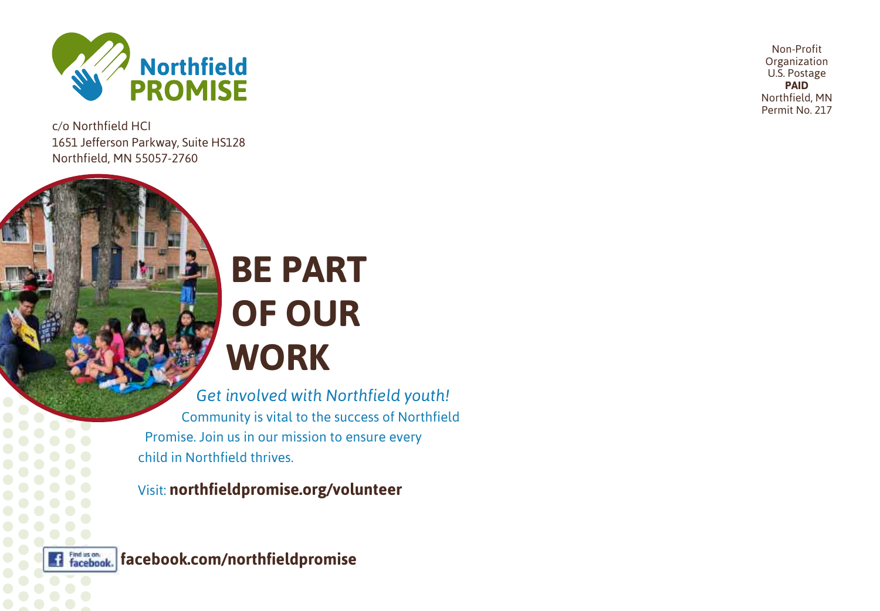Northfield PROMISE

c/o Northfield HCI
1651 Jefferson Parkway, Suite HS128
Northfield, MN 55057-2760

Non-Profit Organization
U.S. Postage
**PAID**
Northfield, MN
Permit No. 217

# BE PART OF OUR WORK

*Get involved with Northfield youth!*

Community is vital to the success of Northfield Promise. Join us in our mission to ensure every child in Northfield thrives.

Visit: **northfieldpromise.org/volunteer**

Find us on facebook **facebook.com/northfieldpromise**